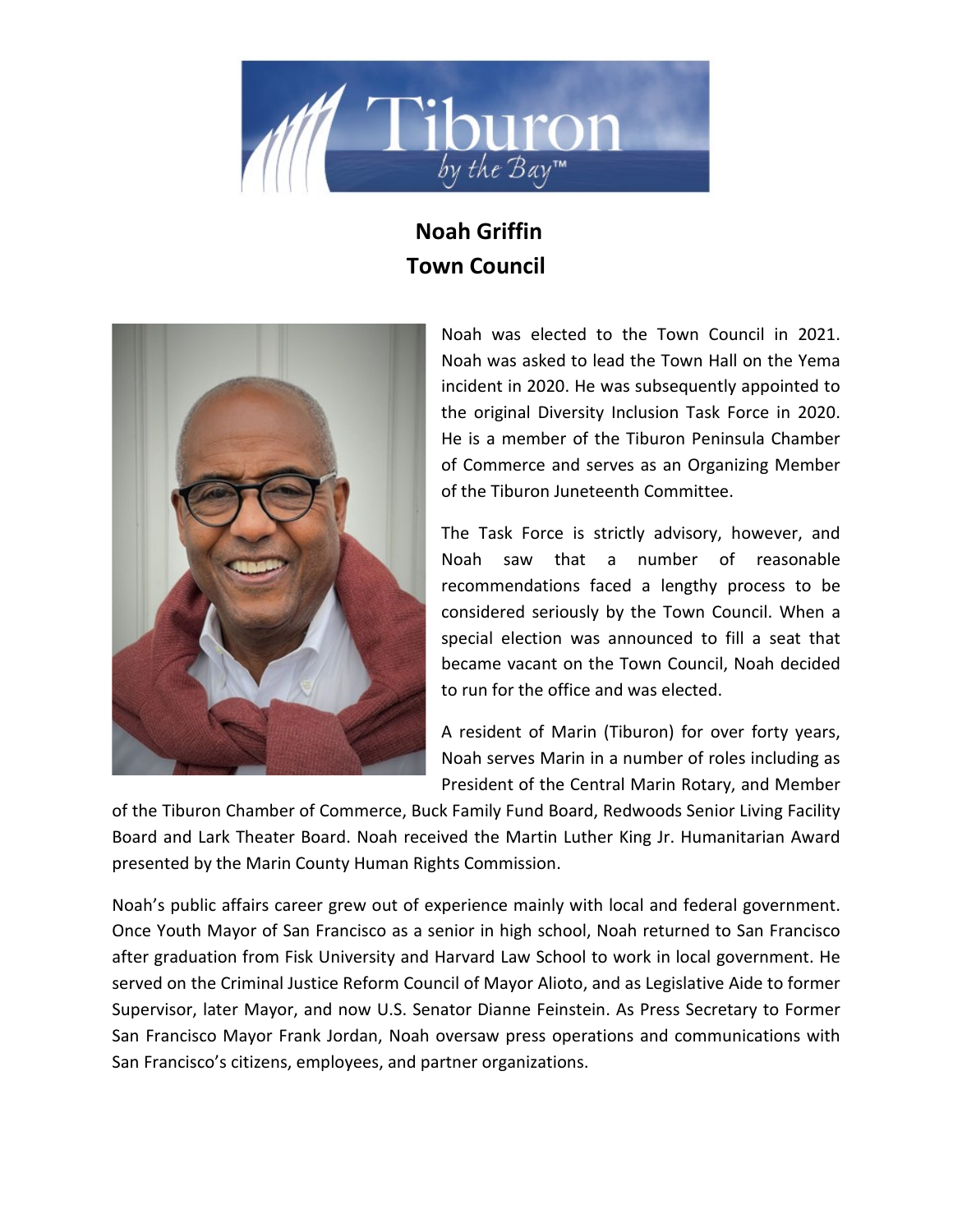# Noah Griffin
## Town Council

Noah was elected to the Town Council in 2021. Noah was asked to lead the Town Hall on the Yema incident in 2020. He was subsequently appointed to the original Diversity Inclusion Task Force in 2020. He is a member of the Tiburon Peninsula Chamber of Commerce and serves as an Organizing Member of the Tiburon Juneteenth Committee.

The Task Force is strictly advisory, however, and Noah saw that a number of reasonable recommendations faced a lengthy process to be considered seriously by the Town Council. When a special election was announced to fill a seat that became vacant on the Town Council, Noah decided to run for the office and was elected.

A resident of Marin (Tiburon) for over forty years, Noah serves Marin in a number of roles including as President of the Central Marin Rotary, and Member of the Tiburon Chamber of Commerce, Buck Family Fund Board, Redwoods Senior Living Facility Board and Lark Theater Board. Noah received the Martin Luther King Jr. Humanitarian Award presented by the Marin County Human Rights Commission.

Noah's public affairs career grew out of experience mainly with local and federal government. Once Youth Mayor of San Francisco as a senior in high school, Noah returned to San Francisco after graduation from Fisk University and Harvard Law School to work in local government. He served on the Criminal Justice Reform Council of Mayor Alioto, and as Legislative Aide to former Supervisor, later Mayor, and now U.S. Senator Dianne Feinstein. As Press Secretary to Former San Francisco Mayor Frank Jordan, Noah oversaw press operations and communications with San Francisco's citizens, employees, and partner organizations.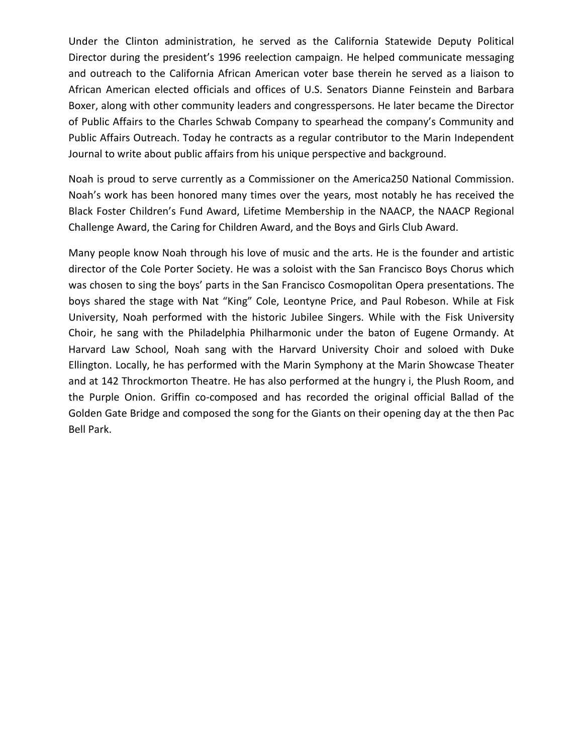Under the Clinton administration, he served as the California Statewide Deputy Political Director during the president's 1996 reelection campaign. He helped communicate messaging and outreach to the California African American voter base therein he served as a liaison to African American elected officials and offices of U.S. Senators Dianne Feinstein and Barbara Boxer, along with other community leaders and congresspersons. He later became the Director of Public Affairs to the Charles Schwab Company to spearhead the company's Community and Public Affairs Outreach. Today he contracts as a regular contributor to the Marin Independent Journal to write about public affairs from his unique perspective and background.

Noah is proud to serve currently as a Commissioner on the America250 National Commission. Noah's work has been honored many times over the years, most notably he has received the Black Foster Children's Fund Award, Lifetime Membership in the NAACP, the NAACP Regional Challenge Award, the Caring for Children Award, and the Boys and Girls Club Award.

Many people know Noah through his love of music and the arts. He is the founder and artistic director of the Cole Porter Society. He was a soloist with the San Francisco Boys Chorus which was chosen to sing the boys' parts in the San Francisco Cosmopolitan Opera presentations. The boys shared the stage with Nat "King" Cole, Leontyne Price, and Paul Robeson. While at Fisk University, Noah performed with the historic Jubilee Singers. While with the Fisk University Choir, he sang with the Philadelphia Philharmonic under the baton of Eugene Ormandy. At Harvard Law School, Noah sang with the Harvard University Choir and soloed with Duke Ellington. Locally, he has performed with the Marin Symphony at the Marin Showcase Theater and at 142 Throckmorton Theatre. He has also performed at the hungry i, the Plush Room, and the Purple Onion. Griffin co-composed and has recorded the original official Ballad of the Golden Gate Bridge and composed the song for the Giants on their opening day at the then Pac Bell Park.